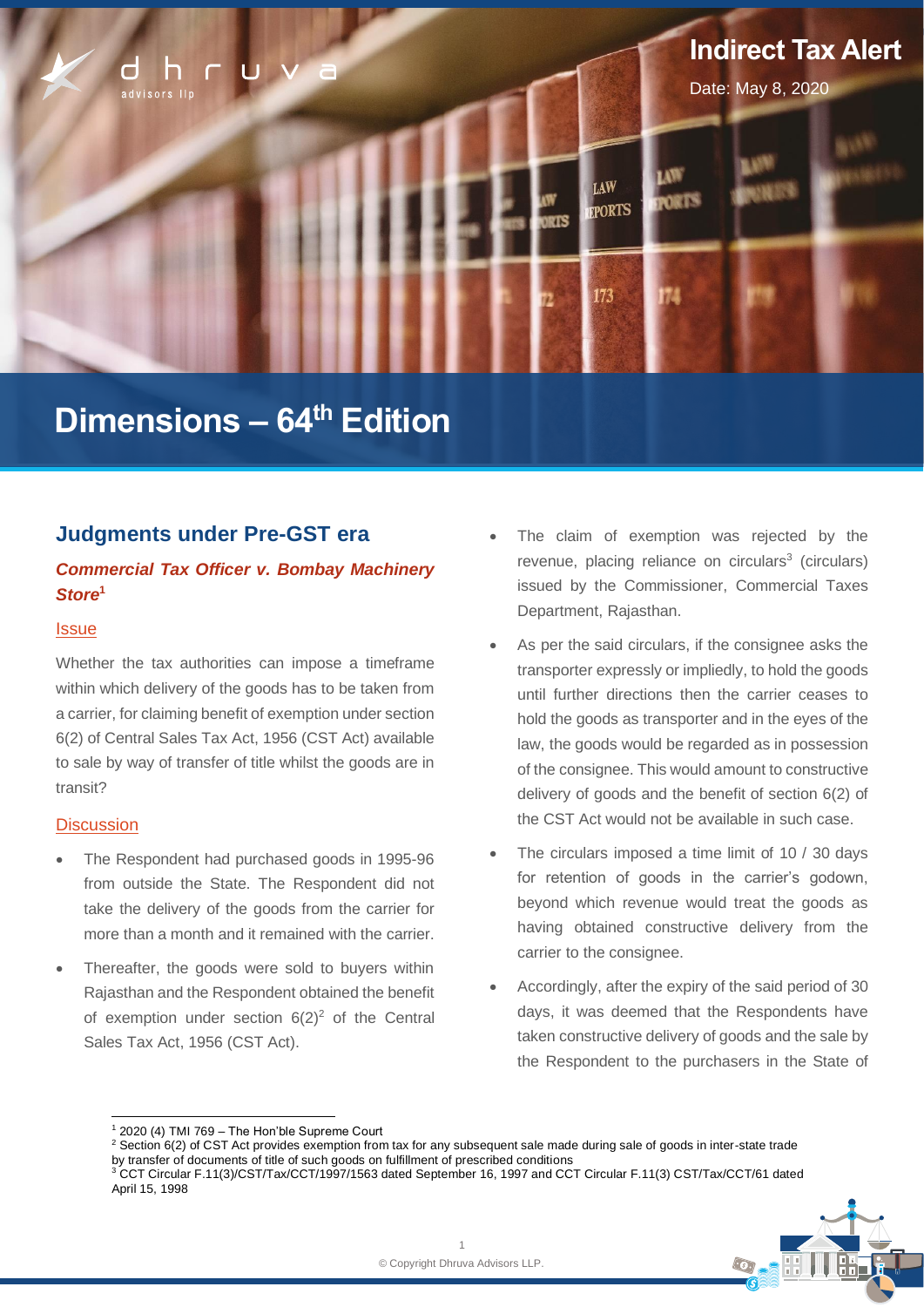Indirect Tax Alert

Date: May 8, 2020

# Dimensions – 64th Edition

## Judgments under Pre-GST era

### *Commercial Tax Officer v. Bombay Machinery Store*[1]

#### Issue

Whether the tax authorities can impose a timeframe within which delivery of the goods has to be taken from a carrier, for claiming benefit of exemption under section 6(2) of Central Sales Tax Act, 1956 (CST Act) available to sale by way of transfer of title whilst the goods are in transit?

#### Discussion

- The Respondent had purchased goods in 1995-96 from outside the State. The Respondent did not take the delivery of the goods from the carrier for more than a month and it remained with the carrier.
- Thereafter, the goods were sold to buyers within Rajasthan and the Respondent obtained the benefit of exemption under section 6(2)[2] of the Central Sales Tax Act, 1956 (CST Act).
- The claim of exemption was rejected by the revenue, placing reliance on circulars[3] (circulars) issued by the Commissioner, Commercial Taxes Department, Rajasthan.
- As per the said circulars, if the consignee asks the transporter expressly or impliedly, to hold the goods until further directions then the carrier ceases to hold the goods as transporter and in the eyes of the law, the goods would be regarded as in possession of the consignee. This would amount to constructive delivery of goods and the benefit of section 6(2) of the CST Act would not be available in such case.
- The circulars imposed a time limit of 10 / 30 days for retention of goods in the carrier's godown, beyond which revenue would treat the goods as having obtained constructive delivery from the carrier to the consignee.
- Accordingly, after the expiry of the said period of 30 days, it was deemed that the Respondents have taken constructive delivery of goods and the sale by the Respondent to the purchasers in the State of

---

[1] 2020 (4) TMI 769 – The Hon'ble Supreme Court

[2] Section 6(2) of CST Act provides exemption from tax for any subsequent sale made during sale of goods in inter-state trade by transfer of documents of title of such goods on fulfillment of prescribed conditions

[3] CCT Circular F.11(3)/CST/Tax/CCT/1997/1563 dated September 16, 1997 and CCT Circular F.11(3) CST/Tax/CCT/61 dated April 15, 1998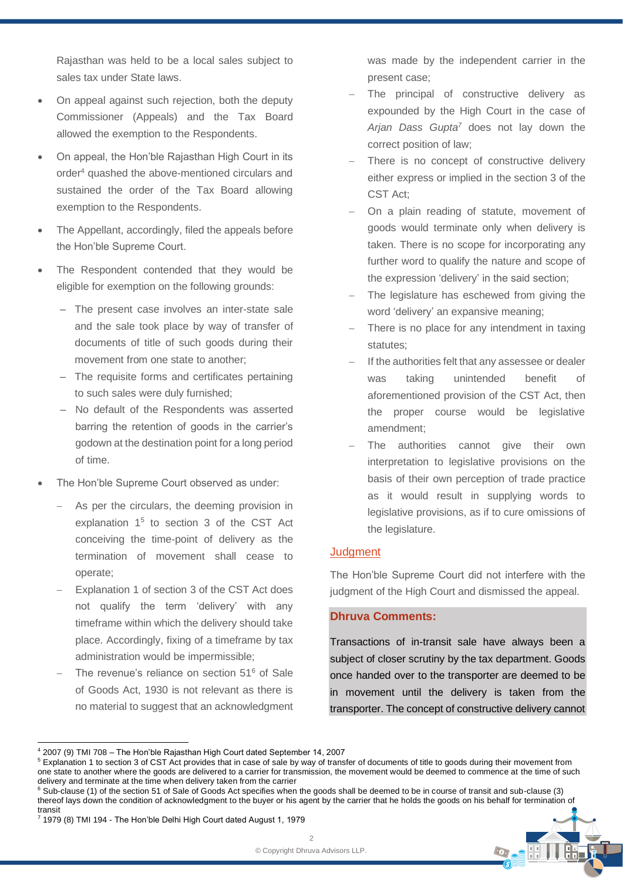Rajasthan was held to be a local sales subject to sales tax under State laws.

- On appeal against such rejection, both the deputy Commissioner (Appeals) and the Tax Board allowed the exemption to the Respondents.
- On appeal, the Hon'ble Rajasthan High Court in its order[4] quashed the above-mentioned circulars and sustained the order of the Tax Board allowing exemption to the Respondents.
- The Appellant, accordingly, filed the appeals before the Hon'ble Supreme Court.
- The Respondent contended that they would be eligible for exemption on the following grounds:
  - The present case involves an inter-state sale and the sale took place by way of transfer of documents of title of such goods during their movement from one state to another;
  - The requisite forms and certificates pertaining to such sales were duly furnished;
  - No default of the Respondents was asserted barring the retention of goods in the carrier's godown at the destination point for a long period of time.
- The Hon'ble Supreme Court observed as under:
  - As per the circulars, the deeming provision in explanation 1[5] to section 3 of the CST Act conceiving the time-point of delivery as the termination of movement shall cease to operate;
  - Explanation 1 of section 3 of the CST Act does not qualify the term 'delivery' with any timeframe within which the delivery should take place. Accordingly, fixing of a timeframe by tax administration would be impermissible;
  - The revenue's reliance on section 51[6] of Sale of Goods Act, 1930 is not relevant as there is no material to suggest that an acknowledgment was made by the independent carrier in the present case;
  - The principal of constructive delivery as expounded by the High Court in the case of *Arjan Dass Gupta*[7] does not lay down the correct position of law;
  - There is no concept of constructive delivery either express or implied in the section 3 of the CST Act;
  - On a plain reading of statute, movement of goods would terminate only when delivery is taken. There is no scope for incorporating any further word to qualify the nature and scope of the expression 'delivery' in the said section;
  - The legislature has eschewed from giving the word 'delivery' an expansive meaning;
  - There is no place for any intendment in taxing statutes;
  - If the authorities felt that any assessee or dealer was taking unintended benefit of aforementioned provision of the CST Act, then the proper course would be legislative amendment;
  - The authorities cannot give their own interpretation to legislative provisions on the basis of their own perception of trade practice as it would result in supplying words to legislative provisions, as if to cure omissions of the legislature.

## Judgment

The Hon'ble Supreme Court did not interfere with the judgment of the High Court and dismissed the appeal.

**Dhruva Comments:**

Transactions of in-transit sale have always been a subject of closer scrutiny by the tax department. Goods once handed over to the transporter are deemed to be in movement until the delivery is taken from the transporter. The concept of constructive delivery cannot

---

[4] 2007 (9) TMI 708 – The Hon'ble Rajasthan High Court dated September 14, 2007

[5] Explanation 1 to section 3 of CST Act provides that in case of sale by way of transfer of documents of title to goods during their movement from one state to another where the goods are delivered to a carrier for transmission, the movement would be deemed to commence at the time of such delivery and terminate at the time when delivery taken from the carrier

[6] Sub-clause (1) of the section 51 of Sale of Goods Act specifies when the goods shall be deemed to be in course of transit and sub-clause (3) thereof lays down the condition of acknowledgment to the buyer or his agent by the carrier that he holds the goods on his behalf for termination of transit

[7] 1979 (8) TMI 194 - The Hon'ble Delhi High Court dated August 1, 1979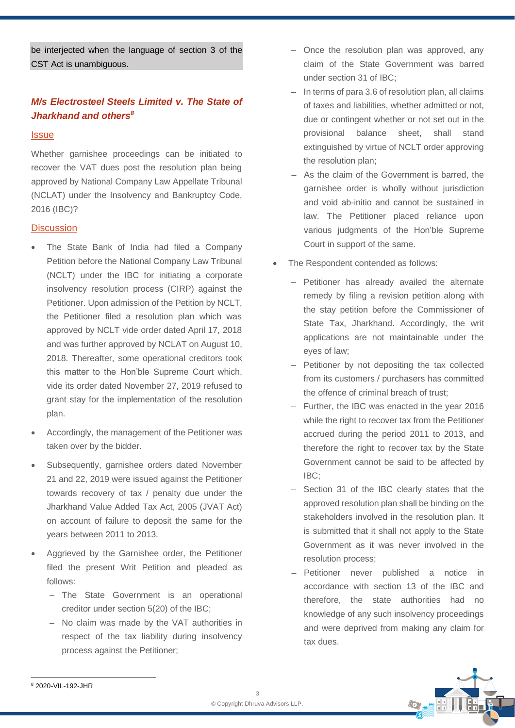be interjected when the language of section 3 of the CST Act is unambiguous.

### *M/s Electrosteel Steels Limited v. The State of Jharkhand and others*[8]

#### Issue

Whether garnishee proceedings can be initiated to recover the VAT dues post the resolution plan being approved by National Company Law Appellate Tribunal (NCLAT) under the Insolvency and Bankruptcy Code, 2016 (IBC)?

#### Discussion

- The State Bank of India had filed a Company Petition before the National Company Law Tribunal (NCLT) under the IBC for initiating a corporate insolvency resolution process (CIRP) against the Petitioner. Upon admission of the Petition by NCLT, the Petitioner filed a resolution plan which was approved by NCLT vide order dated April 17, 2018 and was further approved by NCLAT on August 10, 2018. Thereafter, some operational creditors took this matter to the Hon'ble Supreme Court which, vide its order dated November 27, 2019 refused to grant stay for the implementation of the resolution plan.
- Accordingly, the management of the Petitioner was taken over by the bidder.
- Subsequently, garnishee orders dated November 21 and 22, 2019 were issued against the Petitioner towards recovery of tax / penalty due under the Jharkhand Value Added Tax Act, 2005 (JVAT Act) on account of failure to deposit the same for the years between 2011 to 2013.
- Aggrieved by the Garnishee order, the Petitioner filed the present Writ Petition and pleaded as follows:
  - The State Government is an operational creditor under section 5(20) of the IBC;
  - No claim was made by the VAT authorities in respect of the tax liability during insolvency process against the Petitioner;
  - Once the resolution plan was approved, any claim of the State Government was barred under section 31 of IBC;
  - In terms of para 3.6 of resolution plan, all claims of taxes and liabilities, whether admitted or not, due or contingent whether or not set out in the provisional balance sheet, shall stand extinguished by virtue of NCLT order approving the resolution plan;
  - As the claim of the Government is barred, the garnishee order is wholly without jurisdiction and void ab-initio and cannot be sustained in law. The Petitioner placed reliance upon various judgments of the Hon'ble Supreme Court in support of the same.
- The Respondent contended as follows:
  - Petitioner has already availed the alternate remedy by filing a revision petition along with the stay petition before the Commissioner of State Tax, Jharkhand. Accordingly, the writ applications are not maintainable under the eyes of law;
  - Petitioner by not depositing the tax collected from its customers / purchasers has committed the offence of criminal breach of trust;
  - Further, the IBC was enacted in the year 2016 while the right to recover tax from the Petitioner accrued during the period 2011 to 2013, and therefore the right to recover tax by the State Government cannot be said to be affected by IBC;
  - Section 31 of the IBC clearly states that the approved resolution plan shall be binding on the stakeholders involved in the resolution plan. It is submitted that it shall not apply to the State Government as it was never involved in the resolution process;
  - Petitioner never published a notice in accordance with section 13 of the IBC and therefore, the state authorities had no knowledge of any such insolvency proceedings and were deprived from making any claim for tax dues.

---

[8] 2020-VIL-192-JHR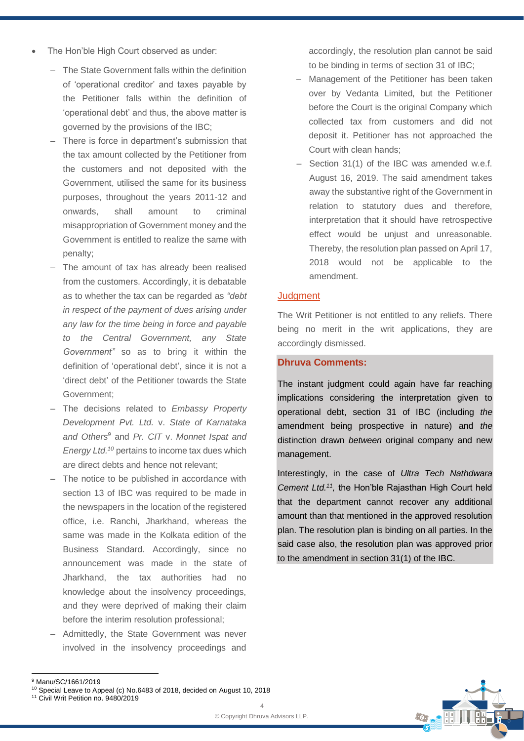- The Hon'ble High Court observed as under:
  - The State Government falls within the definition of 'operational creditor' and taxes payable by the Petitioner falls within the definition of 'operational debt' and thus, the above matter is governed by the provisions of the IBC;
  - There is force in department's submission that the tax amount collected by the Petitioner from the customers and not deposited with the Government, utilised the same for its business purposes, throughout the years 2011-12 and onwards, shall amount to criminal misappropriation of Government money and the Government is entitled to realize the same with penalty;
  - The amount of tax has already been realised from the customers. Accordingly, it is debatable as to whether the tax can be regarded as *"debt in respect of the payment of dues arising under any law for the time being in force and payable to the Central Government, any State Government"* so as to bring it within the definition of 'operational debt', since it is not a 'direct debt' of the Petitioner towards the State Government;
  - The decisions related to *Embassy Property Development Pvt. Ltd.* v. *State of Karnataka and Others*[9] and *Pr. CIT* v. *Monnet Ispat and Energy Ltd.*[10] pertains to income tax dues which are direct debts and hence not relevant;
  - The notice to be published in accordance with section 13 of IBC was required to be made in the newspapers in the location of the registered office, i.e. Ranchi, Jharkhand, whereas the same was made in the Kolkata edition of the Business Standard. Accordingly, since no announcement was made in the state of Jharkhand, the tax authorities had no knowledge about the insolvency proceedings, and they were deprived of making their claim before the interim resolution professional;
  - Admittedly, the State Government was never involved in the insolvency proceedings and accordingly, the resolution plan cannot be said to be binding in terms of section 31 of IBC;
  - Management of the Petitioner has been taken over by Vedanta Limited, but the Petitioner before the Court is the original Company which collected tax from customers and did not deposit it. Petitioner has not approached the Court with clean hands;
  - Section 31(1) of the IBC was amended w.e.f. August 16, 2019. The said amendment takes away the substantive right of the Government in relation to statutory dues and therefore, interpretation that it should have retrospective effect would be unjust and unreasonable. Thereby, the resolution plan passed on April 17, 2018 would not be applicable to the amendment.

## Judgment

The Writ Petitioner is not entitled to any reliefs. There being no merit in the writ applications, they are accordingly dismissed.

### Dhruva Comments:

The instant judgment could again have far reaching implications considering the interpretation given to operational debt, section 31 of IBC (including *the* amendment being prospective in nature) and *the* distinction drawn *between* original company and new management.

Interestingly, in the case of *Ultra Tech Nathdwara Cement Ltd.*[11], the Hon'ble Rajasthan High Court held that the department cannot recover any additional amount than that mentioned in the approved resolution plan. The resolution plan is binding on all parties. In the said case also, the resolution plan was approved prior to the amendment in section 31(1) of the IBC.

---

[9] Manu/SC/1661/2019
[10] Special Leave to Appeal (c) No.6483 of 2018, decided on August 10, 2018
[11] Civil Writ Petition no. 9480/2019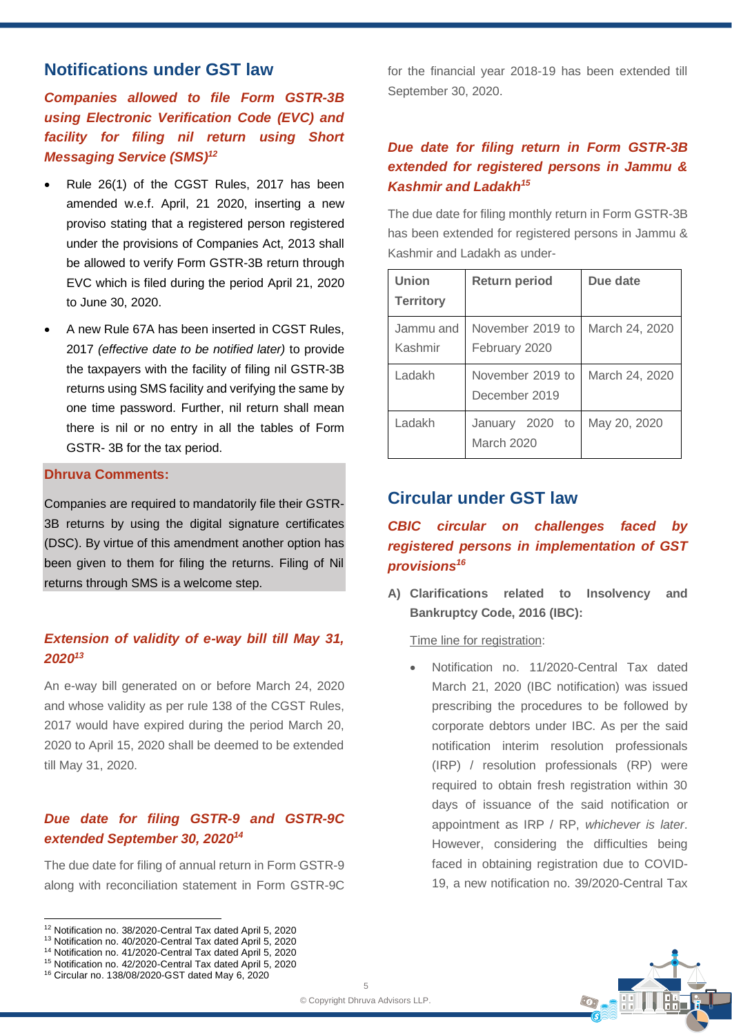## Notifications under GST law

### *Companies allowed to file Form GSTR-3B using Electronic Verification Code (EVC) and facility for filing nil return using Short Messaging Service (SMS)*[12]

- Rule 26(1) of the CGST Rules, 2017 has been amended w.e.f. April, 21 2020, inserting a new proviso stating that a registered person registered under the provisions of Companies Act, 2013 shall be allowed to verify Form GSTR-3B return through EVC which is filed during the period April 21, 2020 to June 30, 2020.
- A new Rule 67A has been inserted in CGST Rules, 2017 *(effective date to be notified later)* to provide the taxpayers with the facility of filing nil GSTR-3B returns using SMS facility and verifying the same by one time password. Further, nil return shall mean there is nil or no entry in all the tables of Form GSTR- 3B for the tax period.

**Dhruva Comments:**

Companies are required to mandatorily file their GSTR-3B returns by using the digital signature certificates (DSC). By virtue of this amendment another option has been given to them for filing the returns. Filing of Nil returns through SMS is a welcome step.

### *Extension of validity of e-way bill till May 31, 2020*[13]

An e-way bill generated on or before March 24, 2020 and whose validity as per rule 138 of the CGST Rules, 2017 would have expired during the period March 20, 2020 to April 15, 2020 shall be deemed to be extended till May 31, 2020.

### *Due date for filing GSTR-9 and GSTR-9C extended September 30, 2020*[14]

The due date for filing of annual return in Form GSTR-9 along with reconciliation statement in Form GSTR-9C for the financial year 2018-19 has been extended till September 30, 2020.

### *Due date for filing return in Form GSTR-3B extended for registered persons in Jammu & Kashmir and Ladakh*[15]

The due date for filing monthly return in Form GSTR-3B has been extended for registered persons in Jammu & Kashmir and Ladakh as under-

| Union Territory | Return period | Due date |
|---|---|---|
| Jammu and Kashmir | November 2019 to February 2020 | March 24, 2020 |
| Ladakh | November 2019 to December 2019 | March 24, 2020 |
| Ladakh | January 2020 to March 2020 | May 20, 2020 |

## Circular under GST law

### *CBIC circular on challenges faced by registered persons in implementation of GST provisions*[16]

**A) Clarifications related to Insolvency and Bankruptcy Code, 2016 (IBC):**

Time line for registration:

- Notification no. 11/2020-Central Tax dated March 21, 2020 (IBC notification) was issued prescribing the procedures to be followed by corporate debtors under IBC. As per the said notification interim resolution professionals (IRP) / resolution professionals (RP) were required to obtain fresh registration within 30 days of issuance of the said notification or appointment as IRP / RP, *whichever is later*. However, considering the difficulties being faced in obtaining registration due to COVID-19, a new notification no. 39/2020-Central Tax

---

[12] Notification no. 38/2020-Central Tax dated April 5, 2020
[13] Notification no. 40/2020-Central Tax dated April 5, 2020
[14] Notification no. 41/2020-Central Tax dated April 5, 2020
[15] Notification no. 42/2020-Central Tax dated April 5, 2020
[16] Circular no. 138/08/2020-GST dated May 6, 2020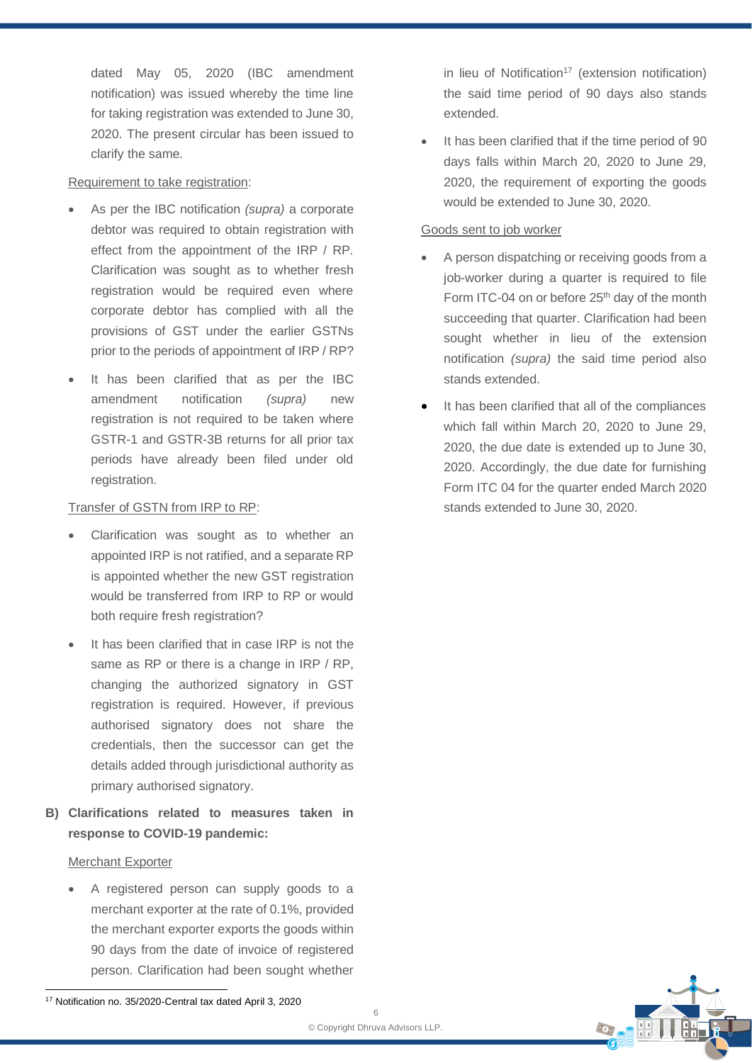dated May 05, 2020 (IBC amendment notification) was issued whereby the time line for taking registration was extended to June 30, 2020. The present circular has been issued to clarify the same.

Requirement to take registration:

- As per the IBC notification *(supra)* a corporate debtor was required to obtain registration with effect from the appointment of the IRP / RP. Clarification was sought as to whether fresh registration would be required even where corporate debtor has complied with all the provisions of GST under the earlier GSTNs prior to the periods of appointment of IRP / RP?
- It has been clarified that as per the IBC amendment notification *(supra)* new registration is not required to be taken where GSTR-1 and GSTR-3B returns for all prior tax periods have already been filed under old registration.

Transfer of GSTN from IRP to RP:

- Clarification was sought as to whether an appointed IRP is not ratified, and a separate RP is appointed whether the new GST registration would be transferred from IRP to RP or would both require fresh registration?
- It has been clarified that in case IRP is not the same as RP or there is a change in IRP / RP, changing the authorized signatory in GST registration is required. However, if previous authorised signatory does not share the credentials, then the successor can get the details added through jurisdictional authority as primary authorised signatory.

**B) Clarifications related to measures taken in response to COVID-19 pandemic:**

Merchant Exporter

- A registered person can supply goods to a merchant exporter at the rate of 0.1%, provided the merchant exporter exports the goods within 90 days from the date of invoice of registered person. Clarification had been sought whether in lieu of Notification[17] (extension notification) the said time period of 90 days also stands extended.
- It has been clarified that if the time period of 90 days falls within March 20, 2020 to June 29, 2020, the requirement of exporting the goods would be extended to June 30, 2020.

Goods sent to job worker

- A person dispatching or receiving goods from a job-worker during a quarter is required to file Form ITC-04 on or before 25th day of the month succeeding that quarter. Clarification had been sought whether in lieu of the extension notification *(supra)* the said time period also stands extended.
- It has been clarified that all of the compliances which fall within March 20, 2020 to June 29, 2020, the due date is extended up to June 30, 2020. Accordingly, the due date for furnishing Form ITC 04 for the quarter ended March 2020 stands extended to June 30, 2020.

[17] Notification no. 35/2020-Central tax dated April 3, 2020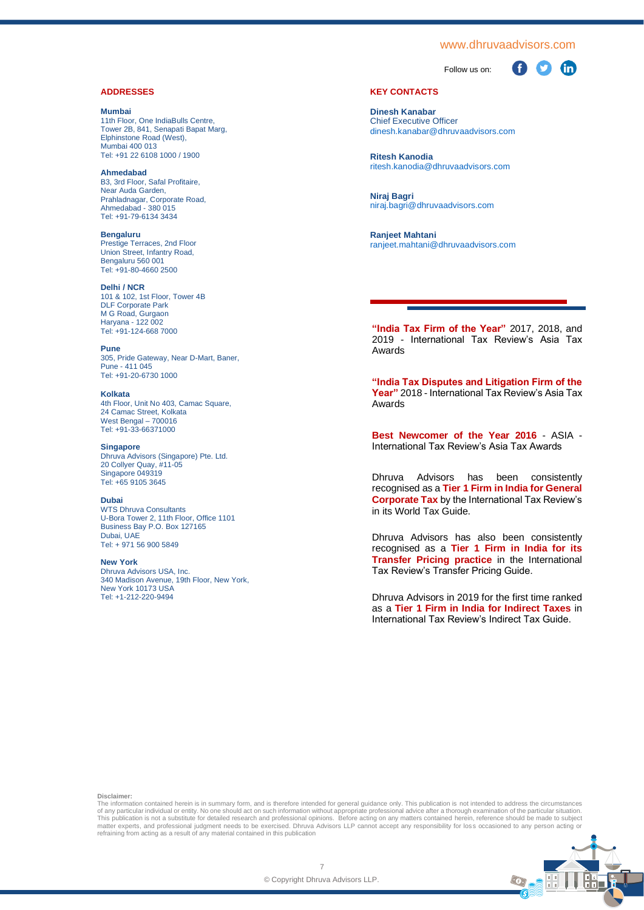www.dhruvaadvisors.com

Follow us on:

## ADDRESSES

**Mumbai**
11th Floor, One IndiaBulls Centre,
Tower 2B, 841, Senapati Bapat Marg,
Elphinstone Road (West),
Mumbai 400 013
Tel: +91 22 6108 1000 / 1900

**Ahmedabad**
B3, 3rd Floor, Safal Profitaire,
Near Auda Garden,
Prahladnagar, Corporate Road,
Ahmedabad - 380 015
Tel: +91-79-6134 3434

**Bengaluru**
Prestige Terraces, 2nd Floor
Union Street, Infantry Road,
Bengaluru 560 001
Tel: +91-80-4660 2500

**Delhi / NCR**
101 & 102, 1st Floor, Tower 4B
DLF Corporate Park
M G Road, Gurgaon
Haryana - 122 002
Tel: +91-124-668 7000

**Pune**
305, Pride Gateway, Near D-Mart, Baner,
Pune - 411 045
Tel: +91-20-6730 1000

**Kolkata**
4th Floor, Unit No 403, Camac Square,
24 Camac Street, Kolkata
West Bengal – 700016
Tel: +91-33-66371000

**Singapore**
Dhruva Advisors (Singapore) Pte. Ltd.
20 Collyer Quay, #11-05
Singapore 049319
Tel: +65 9105 3645

**Dubai**
WTS Dhruva Consultants
U-Bora Tower 2, 11th Floor, Office 1101
Business Bay P.O. Box 127165
Dubai, UAE
Tel: + 971 56 900 5849

**New York**
Dhruva Advisors USA, Inc.
340 Madison Avenue, 19th Floor, New York,
New York 10173 USA
Tel: +1-212-220-9494

## KEY CONTACTS

**Dinesh Kanabar**
Chief Executive Officer
dinesh.kanabar@dhruvaadvisors.com

**Ritesh Kanodia**
ritesh.kanodia@dhruvaadvisors.com

**Niraj Bagri**
niraj.bagri@dhruvaadvisors.com

**Ranjeet Mahtani**
ranjeet.mahtani@dhruvaadvisors.com

**"India Tax Firm of the Year"** 2017, 2018, and 2019 - International Tax Review's Asia Tax Awards

**"India Tax Disputes and Litigation Firm of the Year"** 2018 - International Tax Review's Asia Tax Awards

**Best Newcomer of the Year 2016** - ASIA - International Tax Review's Asia Tax Awards

Dhruva Advisors has been consistently recognised as a **Tier 1 Firm in India for General Corporate Tax** by the International Tax Review's in its World Tax Guide.

Dhruva Advisors has also been consistently recognised as a **Tier 1 Firm in India for its Transfer Pricing practice** in the International Tax Review's Transfer Pricing Guide.

Dhruva Advisors in 2019 for the first time ranked as a **Tier 1 Firm in India for Indirect Taxes** in International Tax Review's Indirect Tax Guide.

**Disclaimer:**
The information contained herein is in summary form, and is therefore intended for general guidance only. This publication is not intended to address the circumstances of any particular individual or entity. No one should act on such information without appropriate professional advice after a thorough examination of the particular situation. This publication is not a substitute for detailed research and professional opinions. Before acting on any matters contained herein, reference should be made to subject matter experts, and professional judgment needs to be exercised. Dhruva Advisors LLP cannot accept any responsibility for loss occasioned to any person acting or refraining from acting as a result of any material contained in this publication

© Copyright Dhruva Advisors LLP.